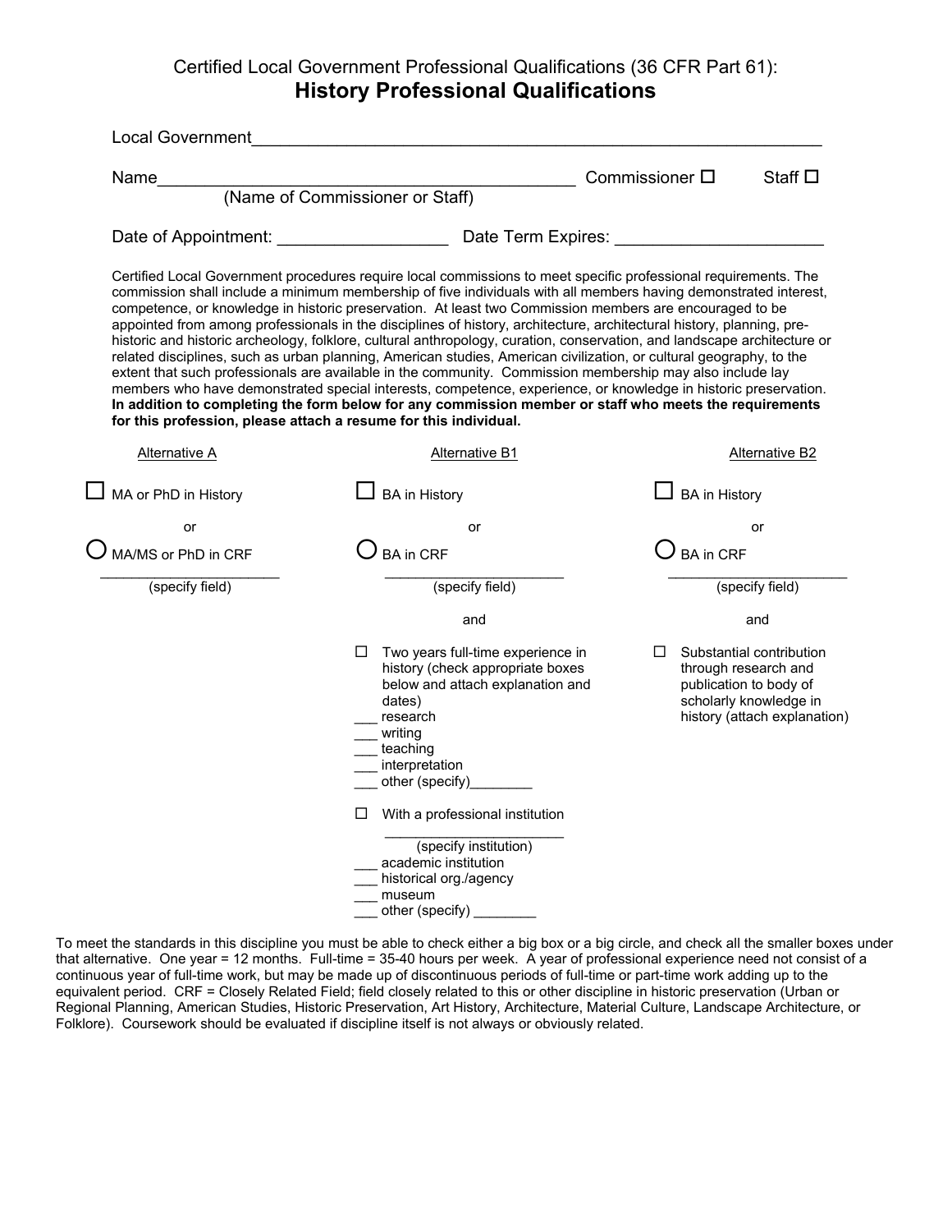Certified Local Government Professional Qualifications (36 CFR Part 61):

# History Professional Qualifications

Local Government_______________________________________________________________

Name___________________________________________ Commissioner ☐ Staff ☐
(Name of Commissioner or Staff)

Date of Appointment: _________________ Date Term Expires: _____________________

Certified Local Government procedures require local commissions to meet specific professional requirements. The commission shall include a minimum membership of five individuals with all members having demonstrated interest, competence, or knowledge in historic preservation. At least two Commission members are encouraged to be appointed from among professionals in the disciplines of history, architecture, architectural history, planning, pre-historic and historic archeology, folklore, cultural anthropology, curation, conservation, and landscape architecture or related disciplines, such as urban planning, American studies, American civilization, or cultural geography, to the extent that such professionals are available in the community. Commission membership may also include lay members who have demonstrated special interests, competence, experience, or knowledge in historic preservation. **In addition to completing the form below for any commission member or staff who meets the requirements for this profession, please attach a resume for this individual.**

| Alternative A | Alternative B1 | Alternative B2 |
|---|---|---|
| ☐ MA or PhD in History | ☐ BA in History | ☐ BA in History |
| or | or | or |
| ◯ MA/MS or PhD in CRF | ◯ BA in CRF | ◯ BA in CRF |
| _____________________ (specify field) | _____________________ (specify field) | _____________________ (specify field) |
| | and | and |
| | ☐ Two years full-time experience in history (check appropriate boxes below and attach explanation and dates)<br>___ research<br>___ writing<br>___ teaching<br>___ interpretation<br>___ other (specify)________ | ☐ Substantial contribution through research and publication to body of scholarly knowledge in history (attach explanation) |
| | ☐ With a professional institution<br>_____________________ (specify institution)<br>___ academic institution<br>___ historical org./agency<br>___ museum<br>___ other (specify) ________ | |

To meet the standards in this discipline you must be able to check either a big box or a big circle, and check all the smaller boxes under that alternative. One year = 12 months. Full-time = 35-40 hours per week. A year of professional experience need not consist of a continuous year of full-time work, but may be made up of discontinuous periods of full-time or part-time work adding up to the equivalent period. CRF = Closely Related Field; field closely related to this or other discipline in historic preservation (Urban or Regional Planning, American Studies, Historic Preservation, Art History, Architecture, Material Culture, Landscape Architecture, or Folklore). Coursework should be evaluated if discipline itself is not always or obviously related.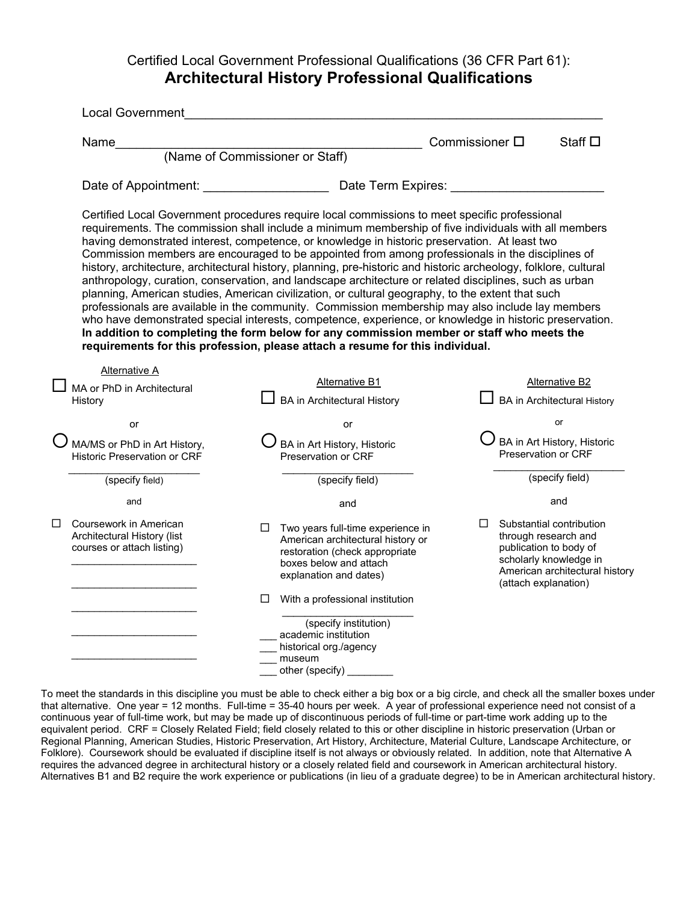Certified Local Government Professional Qualifications (36 CFR Part 61):

# Architectural History Professional Qualifications

Local Government_______________________________________________________________

Name___________________________________________ Commissioner ☐ Staff ☐
(Name of Commissioner or Staff)

Date of Appointment: _________________ Date Term Expires: _____________________

Certified Local Government procedures require local commissions to meet specific professional requirements. The commission shall include a minimum membership of five individuals with all members having demonstrated interest, competence, or knowledge in historic preservation. At least two Commission members are encouraged to be appointed from among professionals in the disciplines of history, architecture, architectural history, planning, pre-historic and historic archeology, folklore, cultural anthropology, curation, conservation, and landscape architecture or related disciplines, such as urban planning, American studies, American civilization, or cultural geography, to the extent that such professionals are available in the community. Commission membership may also include lay members who have demonstrated special interests, competence, experience, or knowledge in historic preservation. **In addition to completing the form below for any commission member or staff who meets the requirements for this profession, please attach a resume for this individual.**

| Alternative A | Alternative B1 | Alternative B2 |
|---|---|---|
| ☐ MA or PhD in Architectural History | ☐ BA in Architectural History | ☐ BA in Architectural History |
| or | or | or |
| ○ MA/MS or PhD in Art History, Historic Preservation or CRF ____________ (specify field) | ○ BA in Art History, Historic Preservation or CRF ____________ (specify field) | ○ BA in Art History, Historic Preservation or CRF ____________ (specify field) |
| and | and | and |
| ☐ Coursework in American Architectural History (list courses or attach listing) ____________ ____________ ____________ ____________ ____________ | ☐ Two years full-time experience in American architectural history or restoration (check appropriate boxes below and attach explanation and dates) ☐ With a professional institution ____________ (specify institution) ___ academic institution ___ historical org./agency ___ museum ___ other (specify) ________ | ☐ Substantial contribution through research and publication to body of scholarly knowledge in American architectural history (attach explanation) |

To meet the standards in this discipline you must be able to check either a big box or a big circle, and check all the smaller boxes under that alternative. One year = 12 months. Full-time = 35-40 hours per week. A year of professional experience need not consist of a continuous year of full-time work, but may be made up of discontinuous periods of full-time or part-time work adding up to the equivalent period. CRF = Closely Related Field; field closely related to this or other discipline in historic preservation (Urban or Regional Planning, American Studies, Historic Preservation, Art History, Architecture, Material Culture, Landscape Architecture, or Folklore). Coursework should be evaluated if discipline itself is not always or obviously related. In addition, note that Alternative A requires the advanced degree in architectural history or a closely related field and coursework in American architectural history. Alternatives B1 and B2 require the work experience or publications (in lieu of a graduate degree) to be in American architectural history.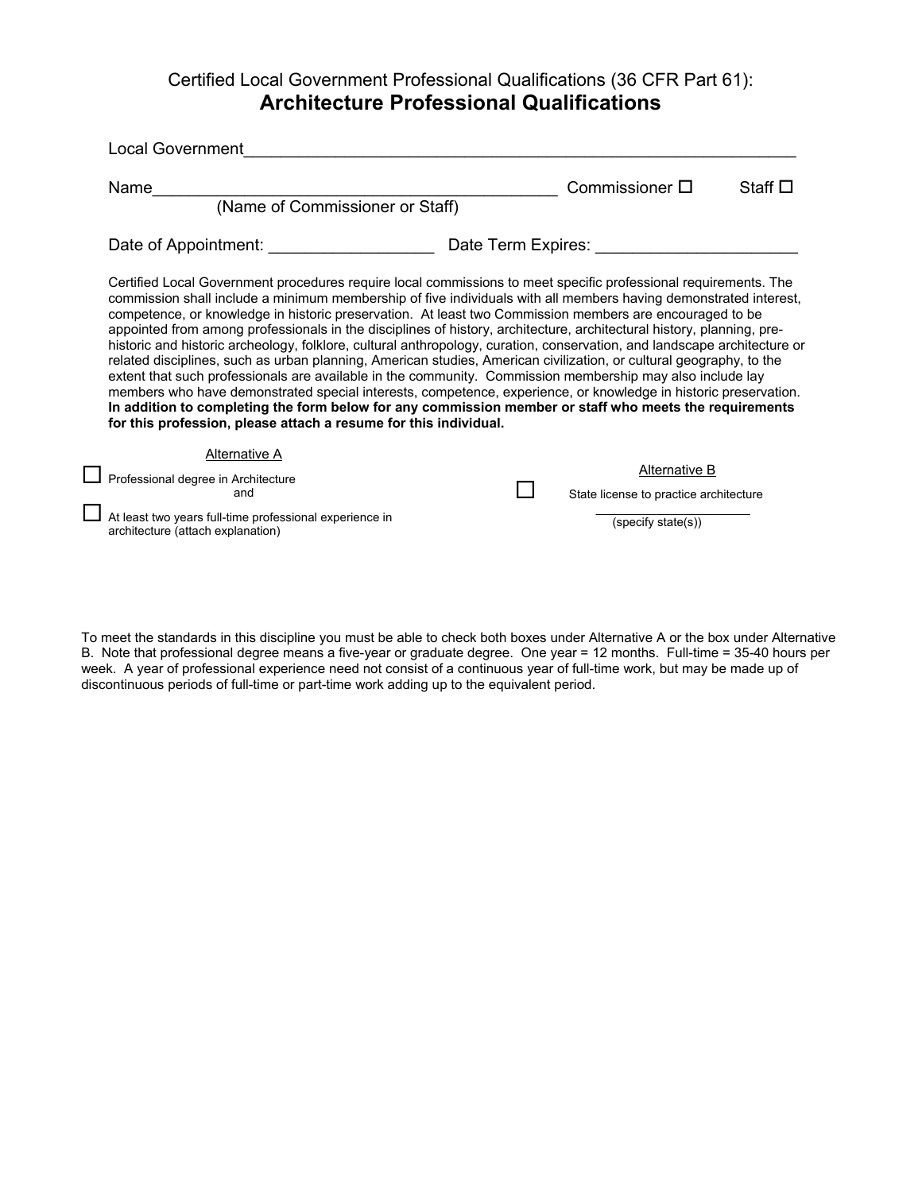Certified Local Government Professional Qualifications (36 CFR Part 61):

# Architecture Professional Qualifications

Local Government_______________________________________________________________

Name____________________________________________ Commissioner ☐ Staff ☐
(Name of Commissioner or Staff)

Date of Appointment: _________________ Date Term Expires: _____________________

Certified Local Government procedures require local commissions to meet specific professional requirements. The commission shall include a minimum membership of five individuals with all members having demonstrated interest, competence, or knowledge in historic preservation. At least two Commission members are encouraged to be appointed from among professionals in the disciplines of history, architecture, architectural history, planning, pre-historic and historic archeology, folklore, cultural anthropology, curation, conservation, and landscape architecture or related disciplines, such as urban planning, American studies, American civilization, or cultural geography, to the extent that such professionals are available in the community. Commission membership may also include lay members who have demonstrated special interests, competence, experience, or knowledge in historic preservation. **In addition to completing the form below for any commission member or staff who meets the requirements for this profession, please attach a resume for this individual.**

Alternative A

☐ Professional degree in Architecture
and

☐ At least two years full-time professional experience in architecture (attach explanation)

Alternative B

☐ State license to practice architecture

_____________________
(specify state(s))

To meet the standards in this discipline you must be able to check both boxes under Alternative A or the box under Alternative B. Note that professional degree means a five-year or graduate degree. One year = 12 months. Full-time = 35-40 hours per week. A year of professional experience need not consist of a continuous year of full-time work, but may be made up of discontinuous periods of full-time or part-time work adding up to the equivalent period.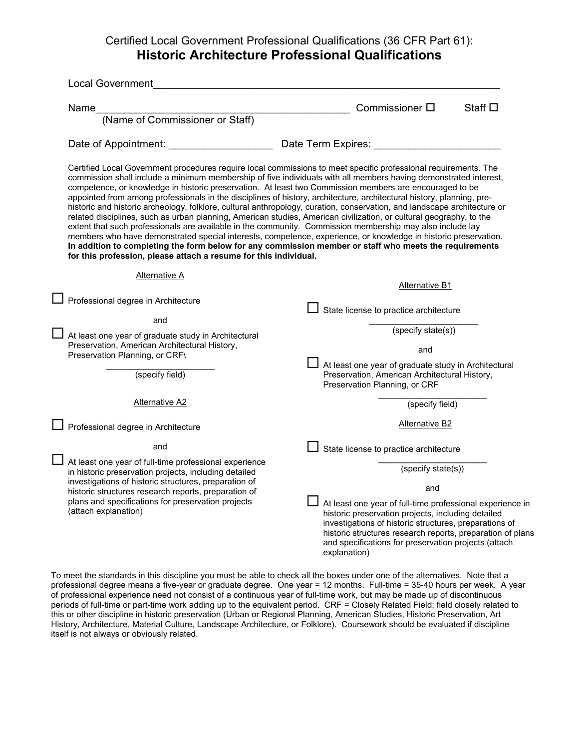Certified Local Government Professional Qualifications (36 CFR Part 61):

# Historic Architecture Professional Qualifications

Local Government_______________________________________________________________

Name___________________________________________ Commissioner ☐ Staff ☐
(Name of Commissioner or Staff)

Date of Appointment: _________________ Date Term Expires: _____________________

Certified Local Government procedures require local commissions to meet specific professional requirements. The commission shall include a minimum membership of five individuals with all members having demonstrated interest, competence, or knowledge in historic preservation. At least two Commission members are encouraged to be appointed from among professionals in the disciplines of history, architecture, architectural history, planning, pre-historic and historic archeology, folklore, cultural anthropology, curation, conservation, and landscape architecture or related disciplines, such as urban planning, American studies, American civilization, or cultural geography, to the extent that such professionals are available in the community. Commission membership may also include lay members who have demonstrated special interests, competence, experience, or knowledge in historic preservation. **In addition to completing the form below for any commission member or staff who meets the requirements for this profession, please attach a resume for this individual.**

Alternative A

☐ Professional degree in Architecture

and

☐ At least one year of graduate study in Architectural Preservation, American Architectural History, Preservation Planning, or CRF\

______________________
(specify field)

Alternative A2

☐ Professional degree in Architecture

and

☐ At least one year of full-time professional experience in historic preservation projects, including detailed investigations of historic structures, preparation of historic structures research reports, preparation of plans and specifications for preservation projects (attach explanation)

Alternative B1

☐ State license to practice architecture

______________________
(specify state(s))

and

☐ At least one year of graduate study in Architectural Preservation, American Architectural History, Preservation Planning, or CRF

______________________
(specify field)

Alternative B2

☐ State license to practice architecture

______________________
(specify state(s))

and

☐ At least one year of full-time professional experience in historic preservation projects, including detailed investigations of historic structures, preparations of historic structures research reports, preparation of plans and specifications for preservation projects (attach explanation)

To meet the standards in this discipline you must be able to check all the boxes under one of the alternatives. Note that a professional degree means a five-year or graduate degree. One year = 12 months. Full-time = 35-40 hours per week. A year of professional experience need not consist of a continuous year of full-time work, but may be made up of discontinuous periods of full-time or part-time work adding up to the equivalent period. CRF = Closely Related Field; field closely related to this or other discipline in historic preservation (Urban or Regional Planning, American Studies, Historic Preservation, Art History, Architecture, Material Culture, Landscape Architecture, or Folklore). Coursework should be evaluated if discipline itself is not always or obviously related.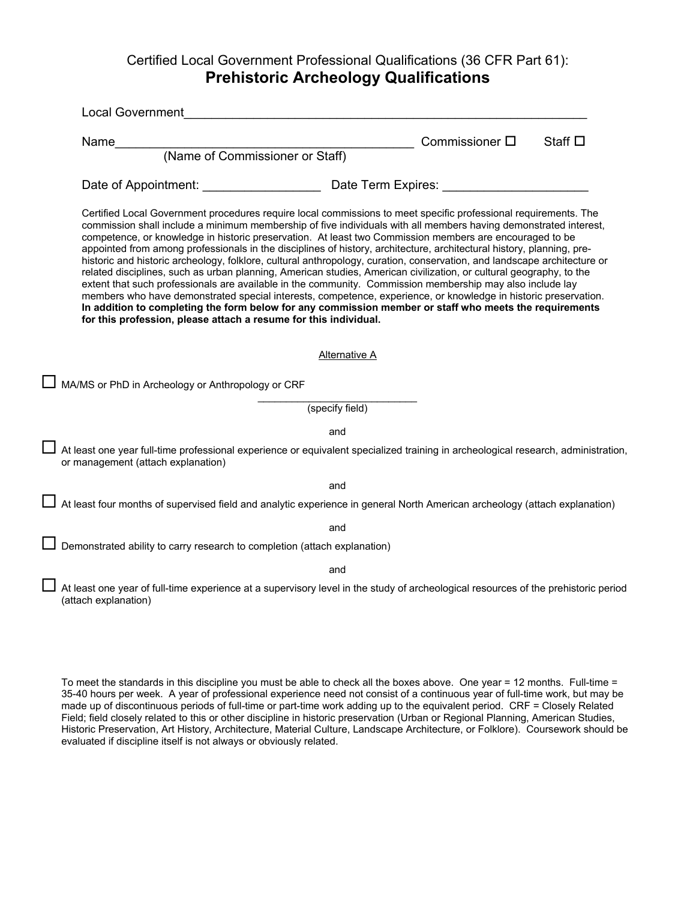Certified Local Government Professional Qualifications (36 CFR Part 61):

# Prehistoric Archeology Qualifications

Local Government_____________________________________________________________

Name____________________________________________ Commissioner ☐ Staff ☐
(Name of Commissioner or Staff)

Date of Appointment: _________________ Date Term Expires: _____________________

Certified Local Government procedures require local commissions to meet specific professional requirements. The commission shall include a minimum membership of five individuals with all members having demonstrated interest, competence, or knowledge in historic preservation. At least two Commission members are encouraged to be appointed from among professionals in the disciplines of history, architecture, architectural history, planning, pre-historic and historic archeology, folklore, cultural anthropology, curation, conservation, and landscape architecture or related disciplines, such as urban planning, American studies, American civilization, or cultural geography, to the extent that such professionals are available in the community. Commission membership may also include lay members who have demonstrated special interests, competence, experience, or knowledge in historic preservation. **In addition to completing the form below for any commission member or staff who meets the requirements for this profession, please attach a resume for this individual.**

Alternative A

☐ MA/MS or PhD in Archeology or Anthropology or CRF

_____________________________
(specify field)

and

☐ At least one year full-time professional experience or equivalent specialized training in archeological research, administration, or management (attach explanation)

and

☐ At least four months of supervised field and analytic experience in general North American archeology (attach explanation)

and

☐ Demonstrated ability to carry research to completion (attach explanation)

and

☐ At least one year of full-time experience at a supervisory level in the study of archeological resources of the prehistoric period (attach explanation)

To meet the standards in this discipline you must be able to check all the boxes above. One year = 12 months. Full-time = 35-40 hours per week. A year of professional experience need not consist of a continuous year of full-time work, but may be made up of discontinuous periods of full-time or part-time work adding up to the equivalent period. CRF = Closely Related Field; field closely related to this or other discipline in historic preservation (Urban or Regional Planning, American Studies, Historic Preservation, Art History, Architecture, Material Culture, Landscape Architecture, or Folklore). Coursework should be evaluated if discipline itself is not always or obviously related.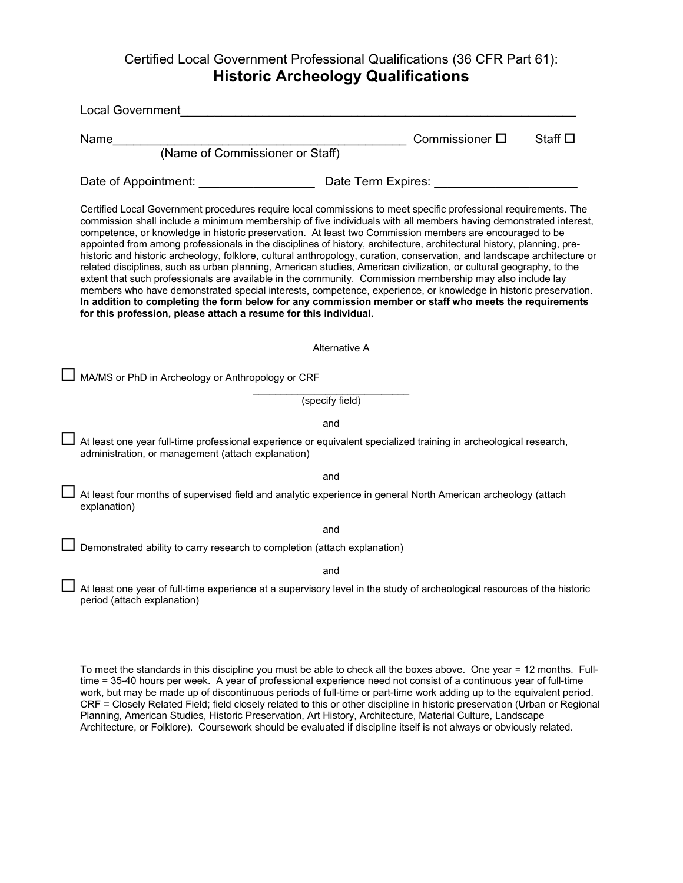Certified Local Government Professional Qualifications (36 CFR Part 61):

# Historic Archeology Qualifications

Local Government_______________________________________________________________

Name____________________________________________ Commissioner ☐ Staff ☐
(Name of Commissioner or Staff)

Date of Appointment: _________________ Date Term Expires: _____________________

Certified Local Government procedures require local commissions to meet specific professional requirements. The commission shall include a minimum membership of five individuals with all members having demonstrated interest, competence, or knowledge in historic preservation. At least two Commission members are encouraged to be appointed from among professionals in the disciplines of history, architecture, architectural history, planning, pre-historic and historic archeology, folklore, cultural anthropology, curation, conservation, and landscape architecture or related disciplines, such as urban planning, American studies, American civilization, or cultural geography, to the extent that such professionals are available in the community. Commission membership may also include lay members who have demonstrated special interests, competence, experience, or knowledge in historic preservation. **In addition to completing the form below for any commission member or staff who meets the requirements for this profession, please attach a resume for this individual.**

Alternative A

☐ MA/MS or PhD in Archeology or Anthropology or CRF

____________________________
(specify field)

and

☐ At least one year full-time professional experience or equivalent specialized training in archeological research, administration, or management (attach explanation)

and

☐ At least four months of supervised field and analytic experience in general North American archeology (attach explanation)

and

☐ Demonstrated ability to carry research to completion (attach explanation)

and

☐ At least one year of full-time experience at a supervisory level in the study of archeological resources of the historic period (attach explanation)

To meet the standards in this discipline you must be able to check all the boxes above. One year = 12 months. Full-time = 35-40 hours per week. A year of professional experience need not consist of a continuous year of full-time work, but may be made up of discontinuous periods of full-time or part-time work adding up to the equivalent period. CRF = Closely Related Field; field closely related to this or other discipline in historic preservation (Urban or Regional Planning, American Studies, Historic Preservation, Art History, Architecture, Material Culture, Landscape Architecture, or Folklore). Coursework should be evaluated if discipline itself is not always or obviously related.